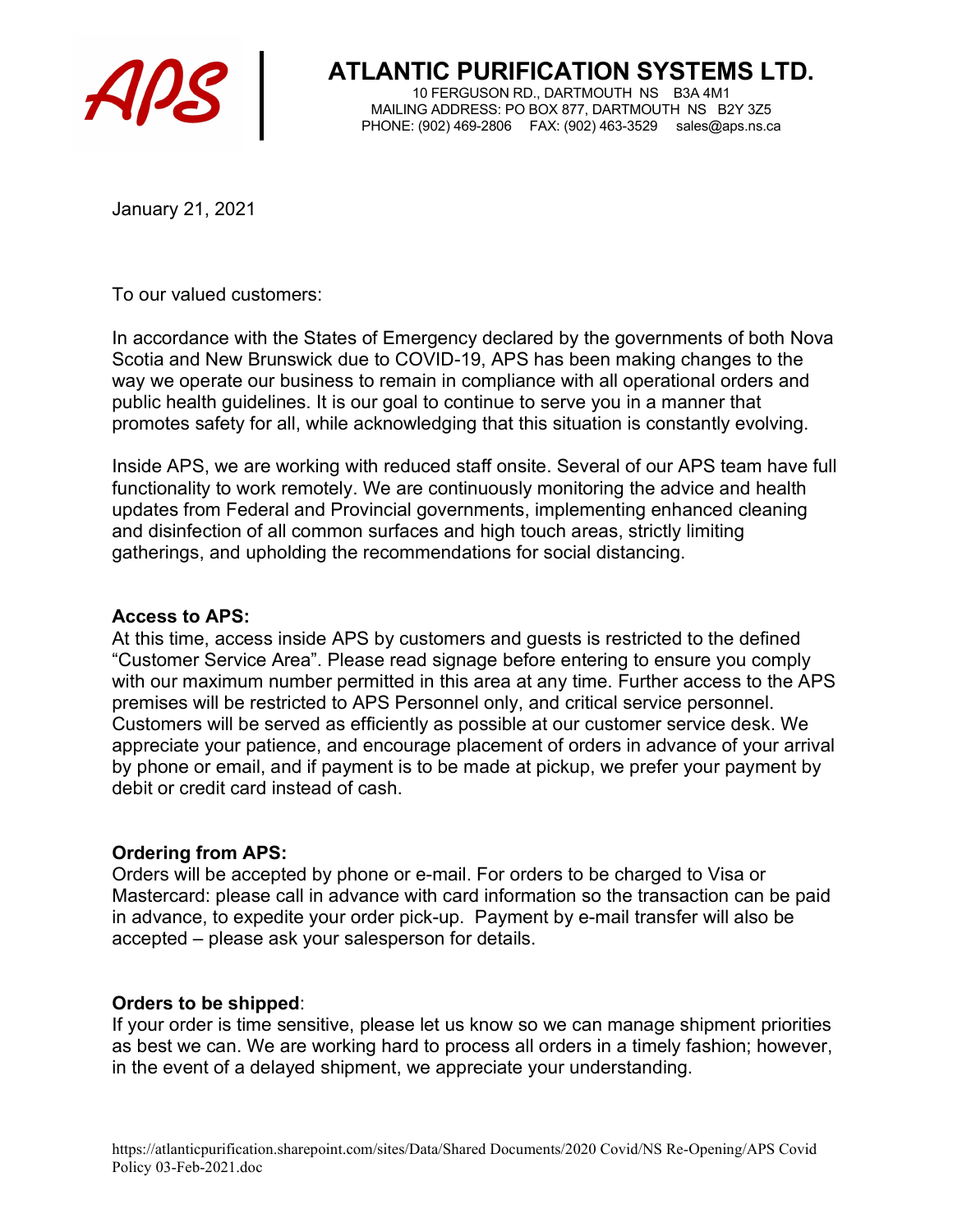# ATLANTIC PURIFICATION SYSTEMS LTD.

10 FERGUSON RD., DARTMOUTH NS B3A 4M1
MAILING ADDRESS: PO BOX 877, DARTMOUTH NS B2Y 3Z5
PHONE: (902) 469-2806 FAX: (902) 463-3529 sales@aps.ns.ca

January 21, 2021

To our valued customers:

In accordance with the States of Emergency declared by the governments of both Nova Scotia and New Brunswick due to COVID-19, APS has been making changes to the way we operate our business to remain in compliance with all operational orders and public health guidelines. It is our goal to continue to serve you in a manner that promotes safety for all, while acknowledging that this situation is constantly evolving.

Inside APS, we are working with reduced staff onsite. Several of our APS team have full functionality to work remotely. We are continuously monitoring the advice and health updates from Federal and Provincial governments, implementing enhanced cleaning and disinfection of all common surfaces and high touch areas, strictly limiting gatherings, and upholding the recommendations for social distancing.

**Access to APS:**
At this time, access inside APS by customers and guests is restricted to the defined "Customer Service Area". Please read signage before entering to ensure you comply with our maximum number permitted in this area at any time. Further access to the APS premises will be restricted to APS Personnel only, and critical service personnel. Customers will be served as efficiently as possible at our customer service desk. We appreciate your patience, and encourage placement of orders in advance of your arrival by phone or email, and if payment is to be made at pickup, we prefer your payment by debit or credit card instead of cash.

**Ordering from APS:**
Orders will be accepted by phone or e-mail. For orders to be charged to Visa or Mastercard: please call in advance with card information so the transaction can be paid in advance, to expedite your order pick-up. Payment by e-mail transfer will also be accepted – please ask your salesperson for details.

**Orders to be shipped**:
If your order is time sensitive, please let us know so we can manage shipment priorities as best we can. We are working hard to process all orders in a timely fashion; however, in the event of a delayed shipment, we appreciate your understanding.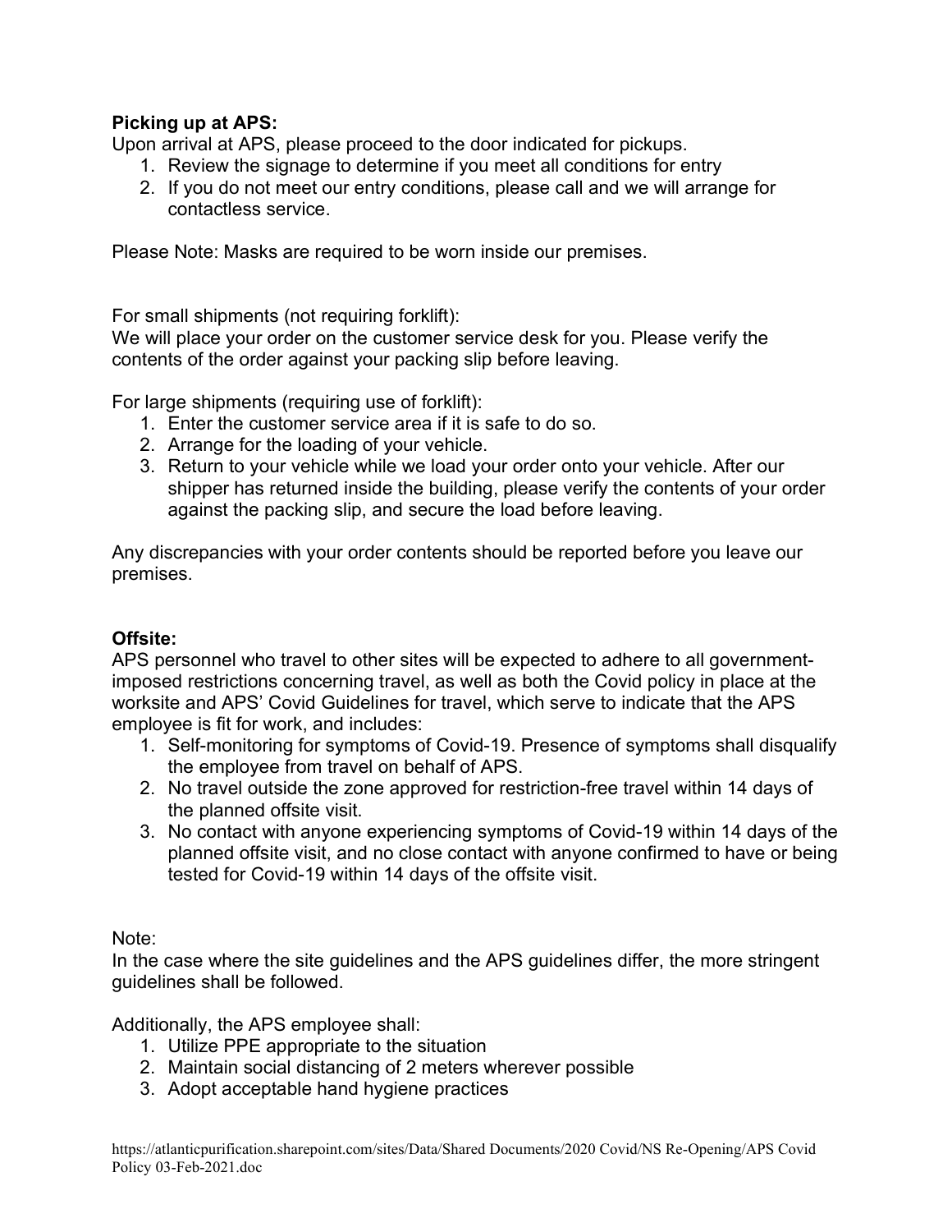**Picking up at APS:**
Upon arrival at APS, please proceed to the door indicated for pickups.

1. Review the signage to determine if you meet all conditions for entry
2. If you do not meet our entry conditions, please call and we will arrange for contactless service.

Please Note: Masks are required to be worn inside our premises.

For small shipments (not requiring forklift):
We will place your order on the customer service desk for you. Please verify the contents of the order against your packing slip before leaving.

For large shipments (requiring use of forklift):

1. Enter the customer service area if it is safe to do so.
2. Arrange for the loading of your vehicle.
3. Return to your vehicle while we load your order onto your vehicle. After our shipper has returned inside the building, please verify the contents of your order against the packing slip, and secure the load before leaving.

Any discrepancies with your order contents should be reported before you leave our premises.

**Offsite:**
APS personnel who travel to other sites will be expected to adhere to all government-imposed restrictions concerning travel, as well as both the Covid policy in place at the worksite and APS' Covid Guidelines for travel, which serve to indicate that the APS employee is fit for work, and includes:

1. Self-monitoring for symptoms of Covid-19. Presence of symptoms shall disqualify the employee from travel on behalf of APS.
2. No travel outside the zone approved for restriction-free travel within 14 days of the planned offsite visit.
3. No contact with anyone experiencing symptoms of Covid-19 within 14 days of the planned offsite visit, and no close contact with anyone confirmed to have or being tested for Covid-19 within 14 days of the offsite visit.

Note:
In the case where the site guidelines and the APS guidelines differ, the more stringent guidelines shall be followed.

Additionally, the APS employee shall:

1. Utilize PPE appropriate to the situation
2. Maintain social distancing of 2 meters wherever possible
3. Adopt acceptable hand hygiene practices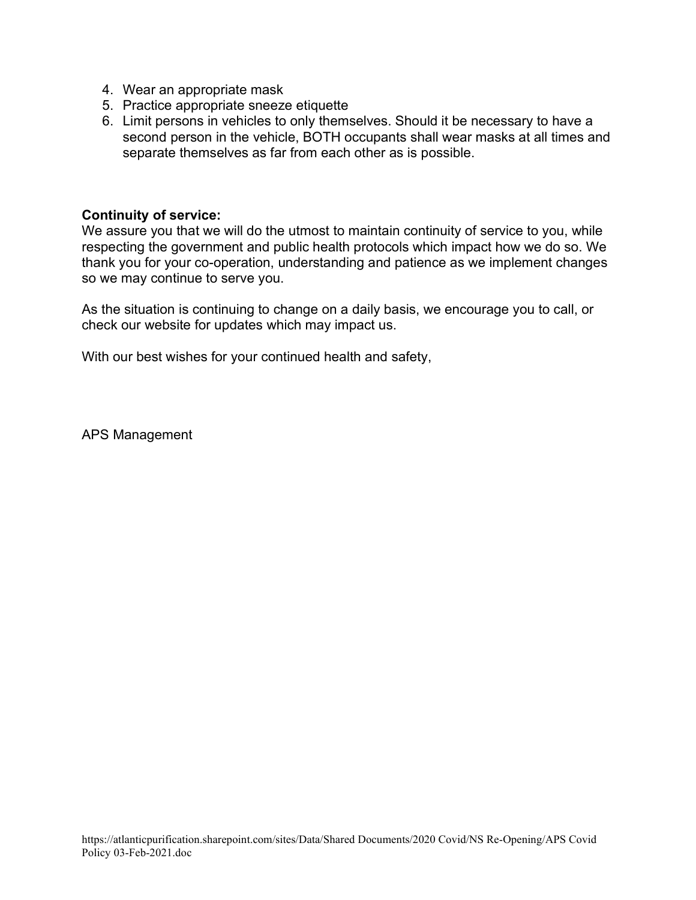4. Wear an appropriate mask
5. Practice appropriate sneeze etiquette
6. Limit persons in vehicles to only themselves. Should it be necessary to have a second person in the vehicle, BOTH occupants shall wear masks at all times and separate themselves as far from each other as is possible.

**Continuity of service:**

We assure you that we will do the utmost to maintain continuity of service to you, while respecting the government and public health protocols which impact how we do so. We thank you for your co-operation, understanding and patience as we implement changes so we may continue to serve you.

As the situation is continuing to change on a daily basis, we encourage you to call, or check our website for updates which may impact us.

With our best wishes for your continued health and safety,

APS Management